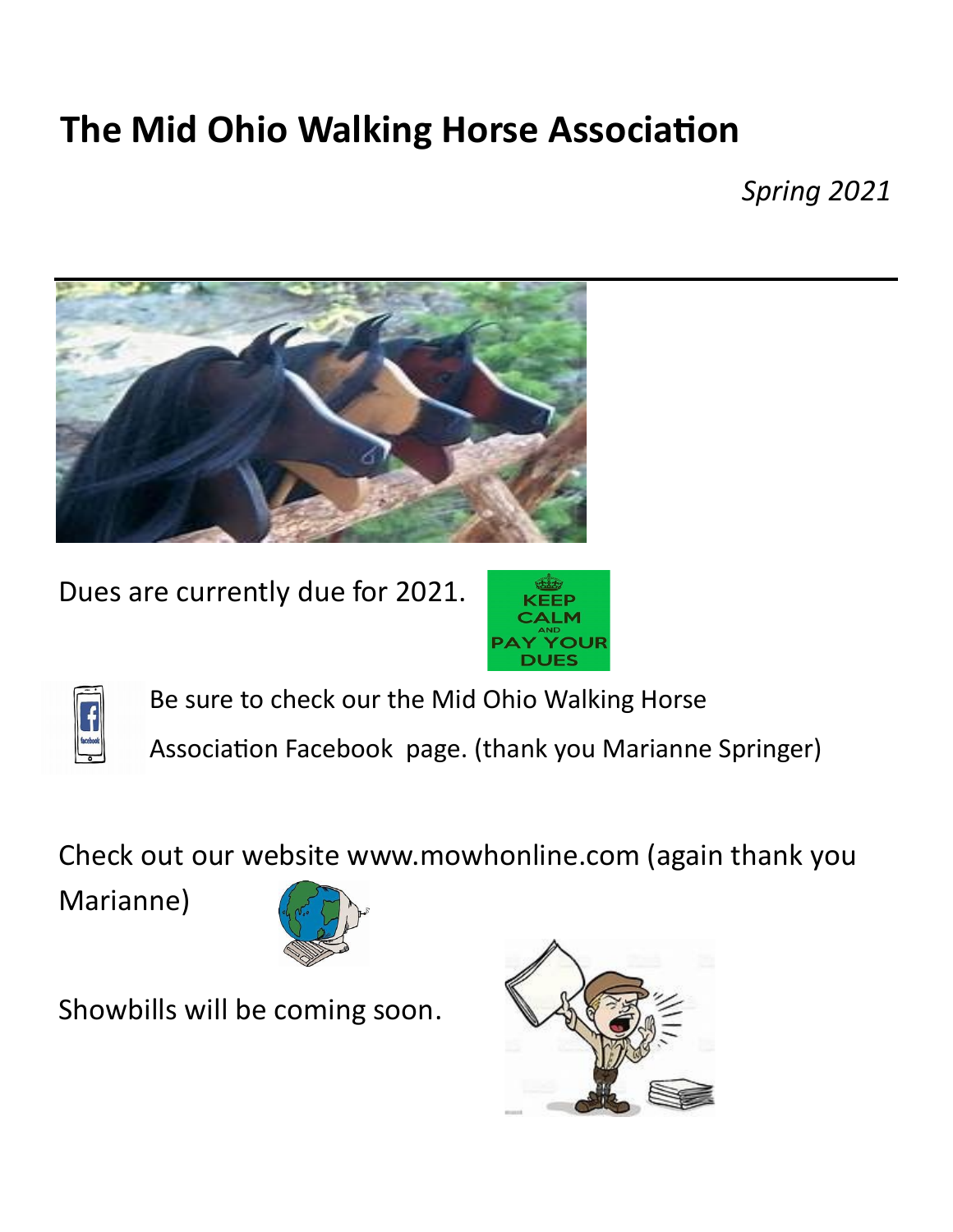# The Mid Ohio Walking Horse Association

*Spring 2021*

---

Dues are currently due for 2021.

Be sure to check our the Mid Ohio Walking Horse Association Facebook page. (thank you Marianne Springer)

Check out our website www.mowhonline.com (again thank you Marianne)

Showbills will be coming soon.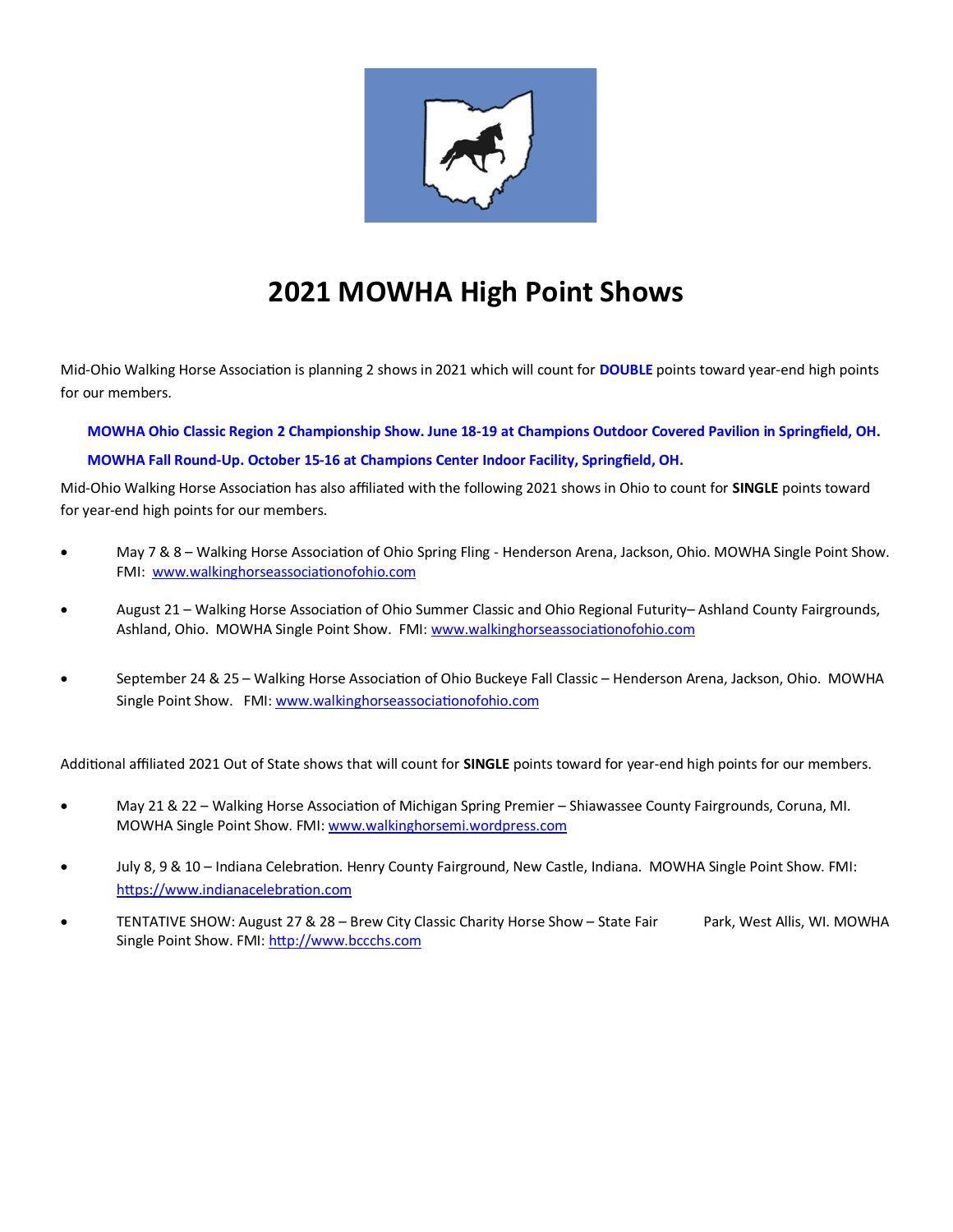# 2021 MOWHA High Point Shows

Mid-Ohio Walking Horse Association is planning 2 shows in 2021 which will count for **DOUBLE** points toward year-end high points for our members.

**MOWHA Ohio Classic Region 2 Championship Show. June 18-19 at Champions Outdoor Covered Pavilion in Springfield, OH.**

**MOWHA Fall Round-Up. October 15-16 at Champions Center Indoor Facility, Springfield, OH.**

Mid-Ohio Walking Horse Association has also affiliated with the following 2021 shows in Ohio to count for **SINGLE** points toward for year-end high points for our members.

- May 7 & 8 – Walking Horse Association of Ohio Spring Fling - Henderson Arena, Jackson, Ohio. MOWHA Single Point Show. FMI: www.walkinghorseassociationofohio.com
- August 21 – Walking Horse Association of Ohio Summer Classic and Ohio Regional Futurity– Ashland County Fairgrounds, Ashland, Ohio. MOWHA Single Point Show. FMI: www.walkinghorseassociationofohio.com
- September 24 & 25 – Walking Horse Association of Ohio Buckeye Fall Classic – Henderson Arena, Jackson, Ohio. MOWHA Single Point Show. FMI: www.walkinghorseassociationofohio.com

Additional affiliated 2021 Out of State shows that will count for **SINGLE** points toward for year-end high points for our members.

- May 21 & 22 – Walking Horse Association of Michigan Spring Premier – Shiawassee County Fairgrounds, Coruna, MI. MOWHA Single Point Show. FMI: www.walkinghorsemi.wordpress.com
- July 8, 9 & 10 – Indiana Celebration. Henry County Fairground, New Castle, Indiana. MOWHA Single Point Show. FMI: https://www.indianacelebration.com
- TENTATIVE SHOW: August 27 & 28 – Brew City Classic Charity Horse Show – State Fair Park, West Allis, WI. MOWHA Single Point Show. FMI: http://www.bccchs.com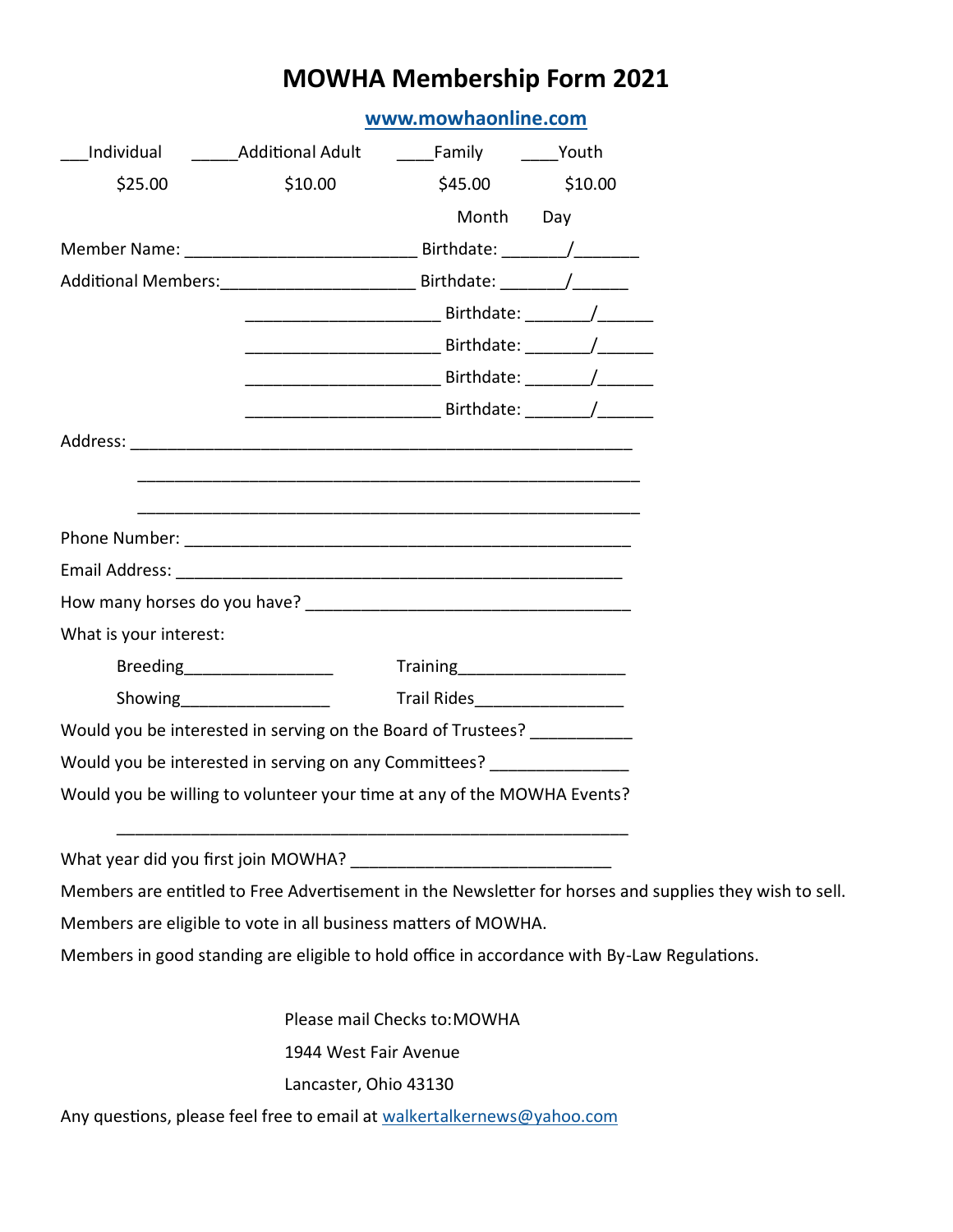# MOWHA Membership Form 2021

**www.mowhaonline.com**

| ___Individual | _____Additional Adult | ____Family | ____Youth |
|---|---|---|---|
| $25.00 | $10.00 | $45.00 | $10.00 |

Member Name: ________________________ Birthdate: _______/_______ (Month / Day)

Additional Members:____________________ Birthdate: _______/______

____________________ Birthdate: _______/______

____________________ Birthdate: _______/______

____________________ Birthdate: _______/______

____________________ Birthdate: _______/______

Address: ____________________________________________________

____________________________________________________

____________________________________________________

Phone Number: ______________________________________________

Email Address: ______________________________________________

How many horses do you have? ________________________________

What is your interest:

Breeding________________ Training__________________

Showing________________ Trail Rides________________

Would you be interested in serving on the Board of Trustees? ___________

Would you be interested in serving on any Committees? ______________

Would you be willing to volunteer your time at any of the MOWHA Events?

____________________________________________________

What year did you first join MOWHA? __________________________

Members are entitled to Free Advertisement in the Newsletter for horses and supplies they wish to sell.

Members are eligible to vote in all business matters of MOWHA.

Members in good standing are eligible to hold office in accordance with By-Law Regulations.

Please mail Checks to:MOWHA

1944 West Fair Avenue

Lancaster, Ohio 43130

Any questions, please feel free to email at walkertalkernews@yahoo.com